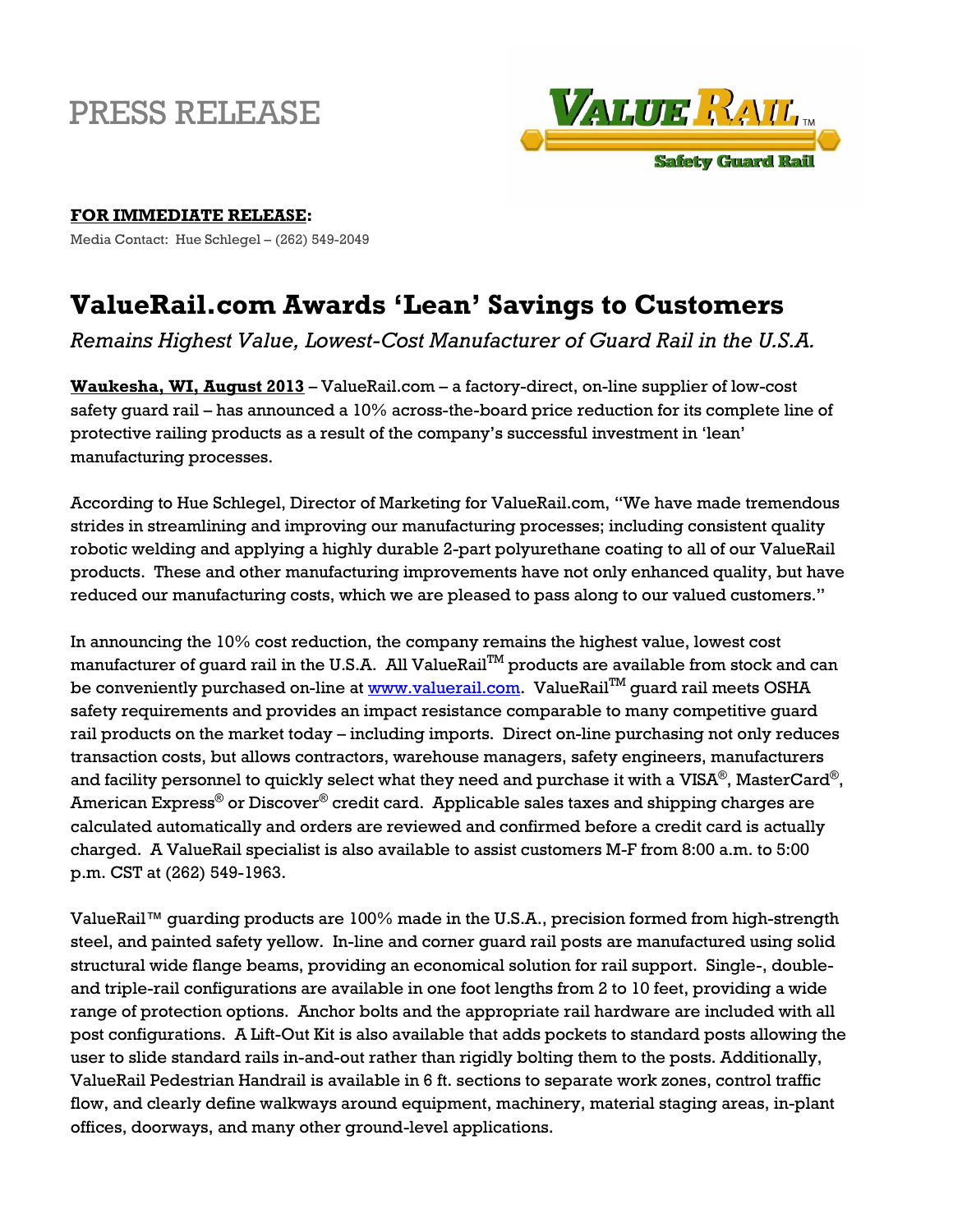PRESS RELEASE

**FOR IMMEDIATE RELEASE:**

Media Contact: Hue Schlegel – (262) 549-2049

# ValueRail.com Awards 'Lean' Savings to Customers

*Remains Highest Value, Lowest-Cost Manufacturer of Guard Rail in the U.S.A.*

**Waukesha, WI, August 2013** – ValueRail.com – a factory-direct, on-line supplier of low-cost safety guard rail – has announced a 10% across-the-board price reduction for its complete line of protective railing products as a result of the company's successful investment in 'lean' manufacturing processes.

According to Hue Schlegel, Director of Marketing for ValueRail.com, "We have made tremendous strides in streamlining and improving our manufacturing processes; including consistent quality robotic welding and applying a highly durable 2-part polyurethane coating to all of our ValueRail products. These and other manufacturing improvements have not only enhanced quality, but have reduced our manufacturing costs, which we are pleased to pass along to our valued customers."

In announcing the 10% cost reduction, the company remains the highest value, lowest cost manufacturer of guard rail in the U.S.A. All ValueRail™ products are available from stock and can be conveniently purchased on-line at www.valuerail.com. ValueRail™ guard rail meets OSHA safety requirements and provides an impact resistance comparable to many competitive guard rail products on the market today – including imports. Direct on-line purchasing not only reduces transaction costs, but allows contractors, warehouse managers, safety engineers, manufacturers and facility personnel to quickly select what they need and purchase it with a VISA®, MasterCard®, American Express® or Discover® credit card. Applicable sales taxes and shipping charges are calculated automatically and orders are reviewed and confirmed before a credit card is actually charged. A ValueRail specialist is also available to assist customers M-F from 8:00 a.m. to 5:00 p.m. CST at (262) 549-1963.

ValueRail™ guarding products are 100% made in the U.S.A., precision formed from high-strength steel, and painted safety yellow. In-line and corner guard rail posts are manufactured using solid structural wide flange beams, providing an economical solution for rail support. Single-, double- and triple-rail configurations are available in one foot lengths from 2 to 10 feet, providing a wide range of protection options. Anchor bolts and the appropriate rail hardware are included with all post configurations. A Lift-Out Kit is also available that adds pockets to standard posts allowing the user to slide standard rails in-and-out rather than rigidly bolting them to the posts. Additionally, ValueRail Pedestrian Handrail is available in 6 ft. sections to separate work zones, control traffic flow, and clearly define walkways around equipment, machinery, material staging areas, in-plant offices, doorways, and many other ground-level applications.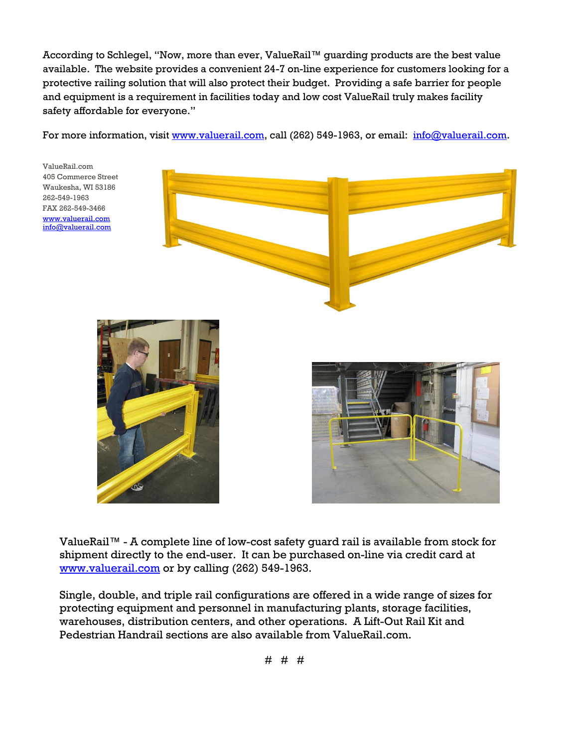According to Schlegel, "Now, more than ever, ValueRail™ guarding products are the best value available. The website provides a convenient 24-7 on-line experience for customers looking for a protective railing solution that will also protect their budget. Providing a safe barrier for people and equipment is a requirement in facilities today and low cost ValueRail truly makes facility safety affordable for everyone."

For more information, visit www.valuerail.com, call (262) 549-1963, or email: info@valuerail.com.

ValueRail.com
405 Commerce Street
Waukesha, WI 53186
262-549-1963
FAX 262-549-3466
www.valuerail.com
info@valuerail.com

ValueRail™ - A complete line of low-cost safety guard rail is available from stock for shipment directly to the end-user. It can be purchased on-line via credit card at www.valuerail.com or by calling (262) 549-1963.

Single, double, and triple rail configurations are offered in a wide range of sizes for protecting equipment and personnel in manufacturing plants, storage facilities, warehouses, distribution centers, and other operations. A Lift-Out Rail Kit and Pedestrian Handrail sections are also available from ValueRail.com.

# # #